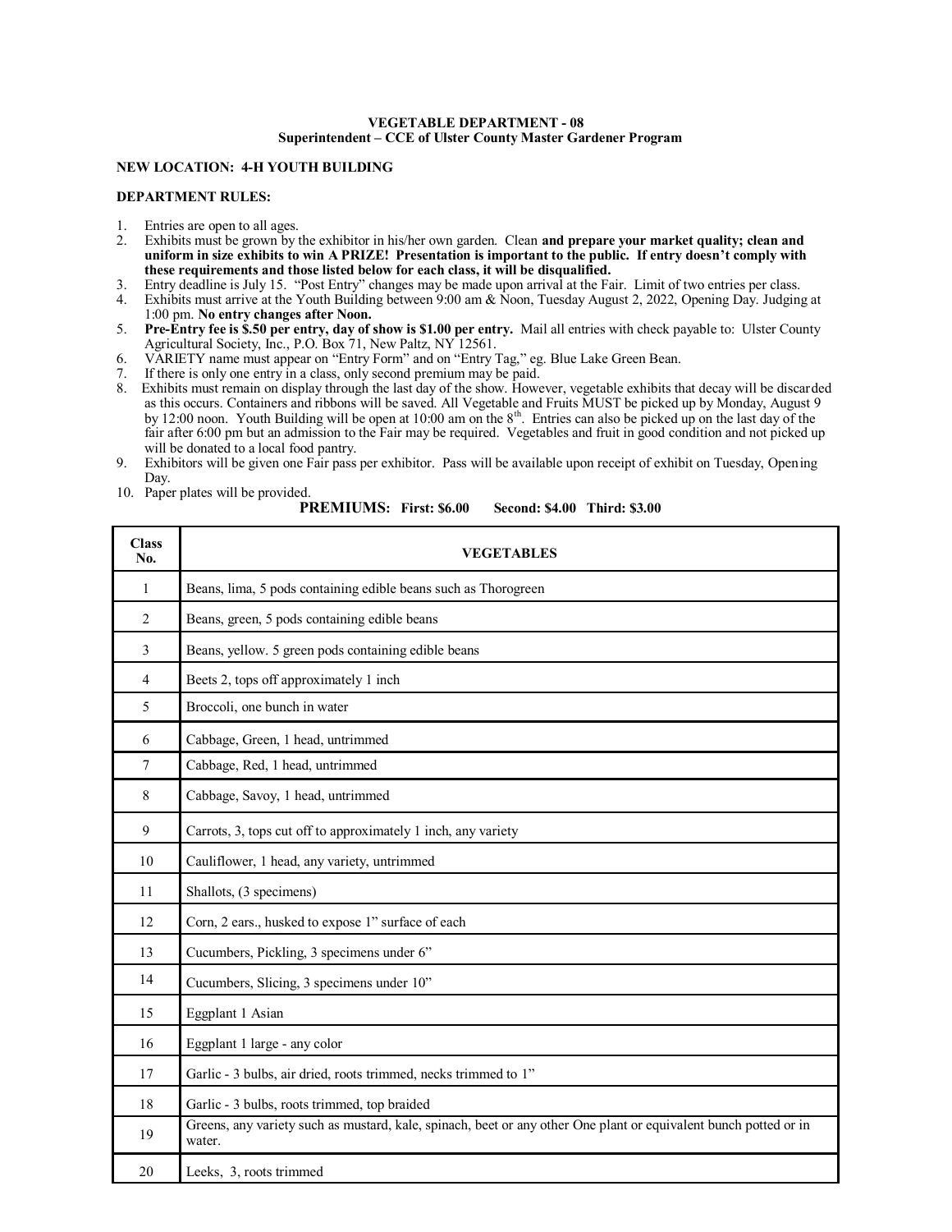**VEGETABLE DEPARTMENT - 08**
**Superintendent – CCE of Ulster County Master Gardener Program**

**NEW LOCATION: 4-H YOUTH BUILDING**

**DEPARTMENT RULES:**

1. Entries are open to all ages.
2. Exhibits must be grown by the exhibitor in his/her own garden. Clean **and prepare your market quality; clean and uniform in size exhibits to win A PRIZE! Presentation is important to the public. If entry doesn't comply with these requirements and those listed below for each class, it will be disqualified.**
3. Entry deadline is July 15. "Post Entry" changes may be made upon arrival at the Fair. Limit of two entries per class.
4. Exhibits must arrive at the Youth Building between 9:00 am & Noon, Tuesday August 2, 2022, Opening Day. Judging at 1:00 pm. **No entry changes after Noon.**
5. **Pre-Entry fee is $.50 per entry, day of show is $1.00 per entry.** Mail all entries with check payable to: Ulster County Agricultural Society, Inc., P.O. Box 71, New Paltz, NY 12561.
6. VARIETY name must appear on "Entry Form" and on "Entry Tag," eg. Blue Lake Green Bean.
7. If there is only one entry in a class, only second premium may be paid.
8. Exhibits must remain on display through the last day of the show. However, vegetable exhibits that decay will be discarded as this occurs. Containers and ribbons will be saved. All Vegetable and Fruits MUST be picked up by Monday, August 9 by 12:00 noon. Youth Building will be open at 10:00 am on the 8th. Entries can also be picked up on the last day of the fair after 6:00 pm but an admission to the Fair may be required. Vegetables and fruit in good condition and not picked up will be donated to a local food pantry.
9. Exhibitors will be given one Fair pass per exhibitor. Pass will be available upon receipt of exhibit on Tuesday, Opening Day.
10. Paper plates will be provided.

**PREMIUMS: First: $6.00 Second: $4.00 Third: $3.00**

| Class No. | VEGETABLES |
|---|---|
| 1 | Beans, lima, 5 pods containing edible beans such as Thorogreen |
| 2 | Beans, green, 5 pods containing edible beans |
| 3 | Beans, yellow. 5 green pods containing edible beans |
| 4 | Beets 2, tops off approximately 1 inch |
| 5 | Broccoli, one bunch in water |
| 6 | Cabbage, Green, 1 head, untrimmed |
| 7 | Cabbage, Red, 1 head, untrimmed |
| 8 | Cabbage, Savoy, 1 head, untrimmed |
| 9 | Carrots, 3, tops cut off to approximately 1 inch, any variety |
| 10 | Cauliflower, 1 head, any variety, untrimmed |
| 11 | Shallots, (3 specimens) |
| 12 | Corn, 2 ears., husked to expose 1" surface of each |
| 13 | Cucumbers, Pickling, 3 specimens under 6" |
| 14 | Cucumbers, Slicing, 3 specimens under 10" |
| 15 | Eggplant 1 Asian |
| 16 | Eggplant 1 large - any color |
| 17 | Garlic - 3 bulbs, air dried, roots trimmed, necks trimmed to 1" |
| 18 | Garlic - 3 bulbs, roots trimmed, top braided |
| 19 | Greens, any variety such as mustard, kale, spinach, beet or any other One plant or equivalent bunch potted or in water. |
| 20 | Leeks, 3, roots trimmed |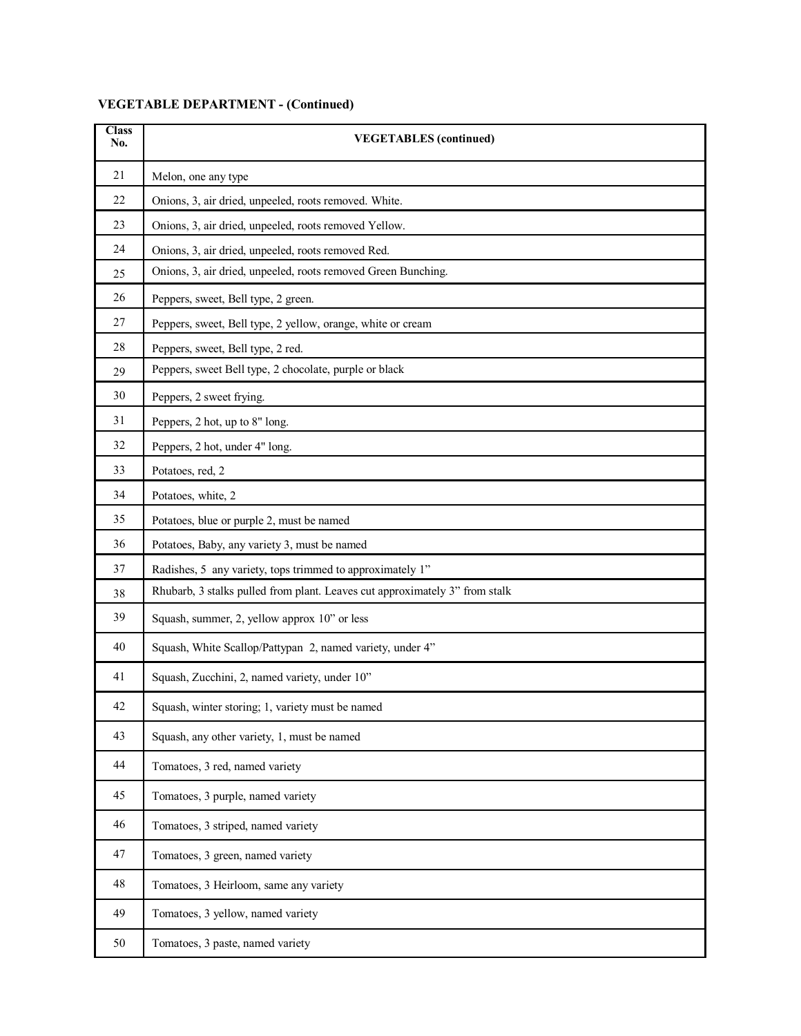**VEGETABLE DEPARTMENT - (Continued)**

| Class No. | VEGETABLES (continued) |
| --- | --- |
| 21 | Melon, one any type |
| 22 | Onions, 3, air dried, unpeeled, roots removed. White. |
| 23 | Onions, 3, air dried, unpeeled, roots removed Yellow. |
| 24 | Onions, 3, air dried, unpeeled, roots removed Red. |
| 25 | Onions, 3, air dried, unpeeled, roots removed Green Bunching. |
| 26 | Peppers, sweet, Bell type, 2 green. |
| 27 | Peppers, sweet, Bell type, 2 yellow, orange, white or cream |
| 28 | Peppers, sweet, Bell type, 2 red. |
| 29 | Peppers, sweet Bell type, 2 chocolate, purple or black |
| 30 | Peppers, 2 sweet frying. |
| 31 | Peppers, 2 hot, up to 8" long. |
| 32 | Peppers, 2 hot, under 4" long. |
| 33 | Potatoes, red, 2 |
| 34 | Potatoes, white, 2 |
| 35 | Potatoes, blue or purple 2, must be named |
| 36 | Potatoes, Baby, any variety 3, must be named |
| 37 | Radishes, 5 any variety, tops trimmed to approximately 1" |
| 38 | Rhubarb, 3 stalks pulled from plant. Leaves cut approximately 3" from stalk |
| 39 | Squash, summer, 2, yellow approx 10" or less |
| 40 | Squash, White Scallop/Pattypan 2, named variety, under 4" |
| 41 | Squash, Zucchini, 2, named variety, under 10" |
| 42 | Squash, winter storing; 1, variety must be named |
| 43 | Squash, any other variety, 1, must be named |
| 44 | Tomatoes, 3 red, named variety |
| 45 | Tomatoes, 3 purple, named variety |
| 46 | Tomatoes, 3 striped, named variety |
| 47 | Tomatoes, 3 green, named variety |
| 48 | Tomatoes, 3 Heirloom, same any variety |
| 49 | Tomatoes, 3 yellow, named variety |
| 50 | Tomatoes, 3 paste, named variety |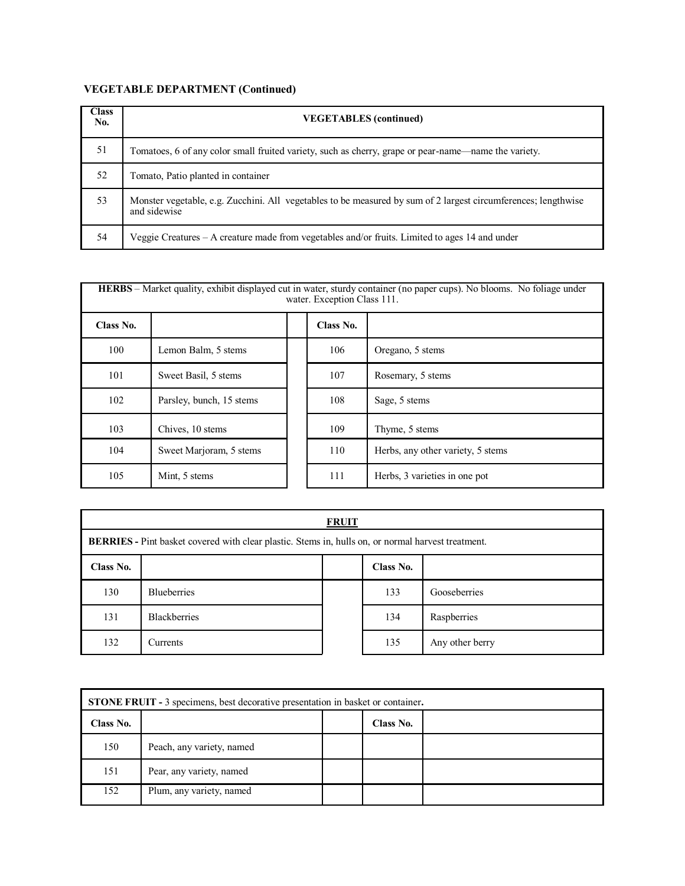## VEGETABLE DEPARTMENT (Continued)

| Class No. | VEGETABLES (continued) |
|---|---|
| 51 | Tomatoes, 6 of any color small fruited variety, such as cherry, grape or pear-name—name the variety. |
| 52 | Tomato, Patio planted in container |
| 53 | Monster vegetable, e.g. Zucchini. All vegetables to be measured by sum of 2 largest circumferences; lengthwise and sidewise |
| 54 | Veggie Creatures – A creature made from vegetables and/or fruits. Limited to ages 14 and under |

**HERBS** – Market quality, exhibit displayed cut in water, sturdy container (no paper cups). No blooms. No foliage under water. Exception Class 111.

| Class No. | | | Class No. | |
|---|---|---|---|---|
| 100 | Lemon Balm, 5 stems | | 106 | Oregano, 5 stems |
| 101 | Sweet Basil, 5 stems | | 107 | Rosemary, 5 stems |
| 102 | Parsley, bunch, 15 stems | | 108 | Sage, 5 stems |
| 103 | Chives, 10 stems | | 109 | Thyme, 5 stems |
| 104 | Sweet Marjoram, 5 stems | | 110 | Herbs, any other variety, 5 stems |
| 105 | Mint, 5 stems | | 111 | Herbs, 3 varieties in one pot |

**FRUIT**

**BERRIES -** Pint basket covered with clear plastic. Stems in, hulls on, or normal harvest treatment.

| Class No. | | | Class No. | |
|---|---|---|---|---|
| 130 | Blueberries | | 133 | Gooseberries |
| 131 | Blackberries | | 134 | Raspberries |
| 132 | Currents | | 135 | Any other berry |

**STONE FRUIT -** 3 specimens, best decorative presentation in basket or container.

| Class No. | | | Class No. | |
|---|---|---|---|---|
| 150 | Peach, any variety, named | | | |
| 151 | Pear, any variety, named | | | |
| 152 | Plum, any variety, named | | | |